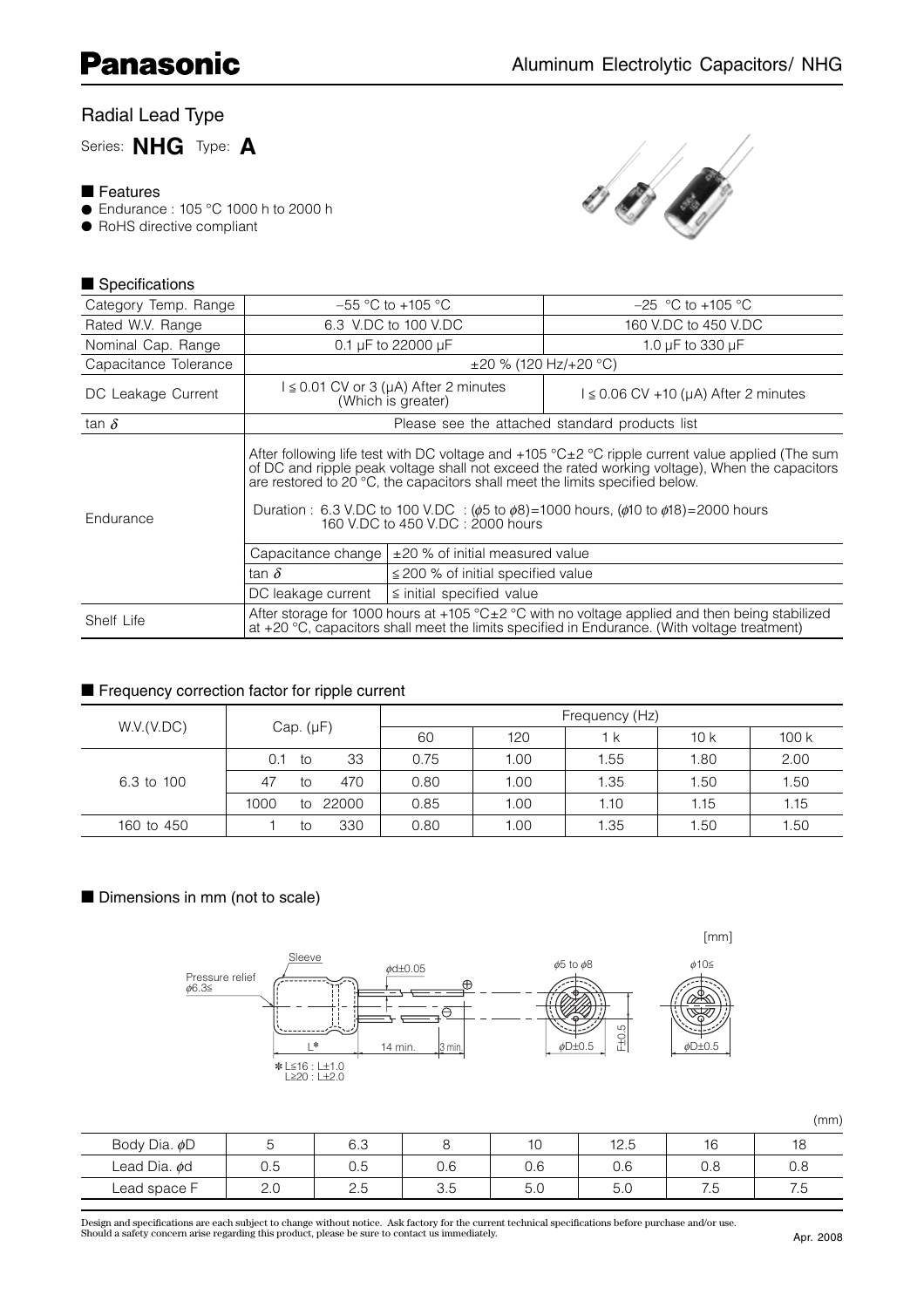# Panasonic

## Aluminum Electrolytic Capacitors/ NHG

### Radial Lead Type

Series: **NHG** Type: **A**

### ■ Features

- Endurance : 105 °C 1000 h to 2000 h
- RoHS directive compliant

### ■ Specifications

| Category Temp. Range | −55 °C to +105 °C | | −25 °C to +105 °C |
|---|---|---|---|
| Rated W.V. Range | 6.3 V.DC to 100 V.DC | | 160 V.DC to 450 V.DC |
| Nominal Cap. Range | 0.1 μF to 22000 μF | | 1.0 μF to 330 μF |
| Capacitance Tolerance | ±20 % (120 Hz/+20 °C) | | |
| DC Leakage Current | I ≦ 0.01 CV or 3 (μA) After 2 minutes (Which is greater) | | I ≦ 0.06 CV +10 (μA) After 2 minutes |
| tan δ | Please see the attached standard products list | | |
| Endurance | After following life test with DC voltage and +105 °C±2 °C ripple current value applied (The sum of DC and ripple peak voltage shall not exceed the rated working voltage), When the capacitors are restored to 20 °C, the capacitors shall meet the limits specified below. Duration : 6.3 V.DC to 100 V.DC : (ϕ5 to ϕ8)=1000 hours, (ϕ10 to ϕ18)=2000 hours; 160 V.DC to 450 V.DC : 2000 hours | | |
| | Capacitance change | ±20 % of initial measured value | |
| | tan δ | ≦ 200 % of initial specified value | |
| | DC leakage current | ≦ initial specified value | |
| Shelf Life | After storage for 1000 hours at +105 °C±2 °C with no voltage applied and then being stabilized at +20 °C, capacitors shall meet the limits specified in Endurance. (With voltage treatment) | | |

### ■ Frequency correction factor for ripple current

| W.V.(V.DC) | Cap. (μF) | Frequency (Hz) | | | | |
|---|---|---|---|---|---|---|
| | | 60 | 120 | 1 k | 10 k | 100 k |
| 6.3 to 100 | 0.1 to 33 | 0.75 | 1.00 | 1.55 | 1.80 | 2.00 |
| | 47 to 470 | 0.80 | 1.00 | 1.35 | 1.50 | 1.50 |
| | 1000 to 22000 | 0.85 | 1.00 | 1.10 | 1.15 | 1.15 |
| 160 to 450 | 1 to 330 | 0.80 | 1.00 | 1.35 | 1.50 | 1.50 |

### ■ Dimensions in mm (not to scale)

[mm]

Sleeve; Pressure relief ϕ6.3≦; ϕd±0.05; L*; 14 min.; 3 min; ϕ5 to ϕ8; ϕ10≦; ϕD±0.5; F±0.5

* L≦16 : L±1.0
  L≧20 : L±2.0

(mm)

| Body Dia. ϕD | 5 | 6.3 | 8 | 10 | 12.5 | 16 | 18 |
|---|---|---|---|---|---|---|---|
| Lead Dia. ϕd | 0.5 | 0.5 | 0.6 | 0.6 | 0.6 | 0.8 | 0.8 |
| Lead space F | 2.0 | 2.5 | 3.5 | 5.0 | 5.0 | 7.5 | 7.5 |

Design and specifications are each subject to change without notice. Ask factory for the current technical specifications before purchase and/or use.
Should a safety concern arise regarding this product, please be sure to contact us immediately.

Apr. 2008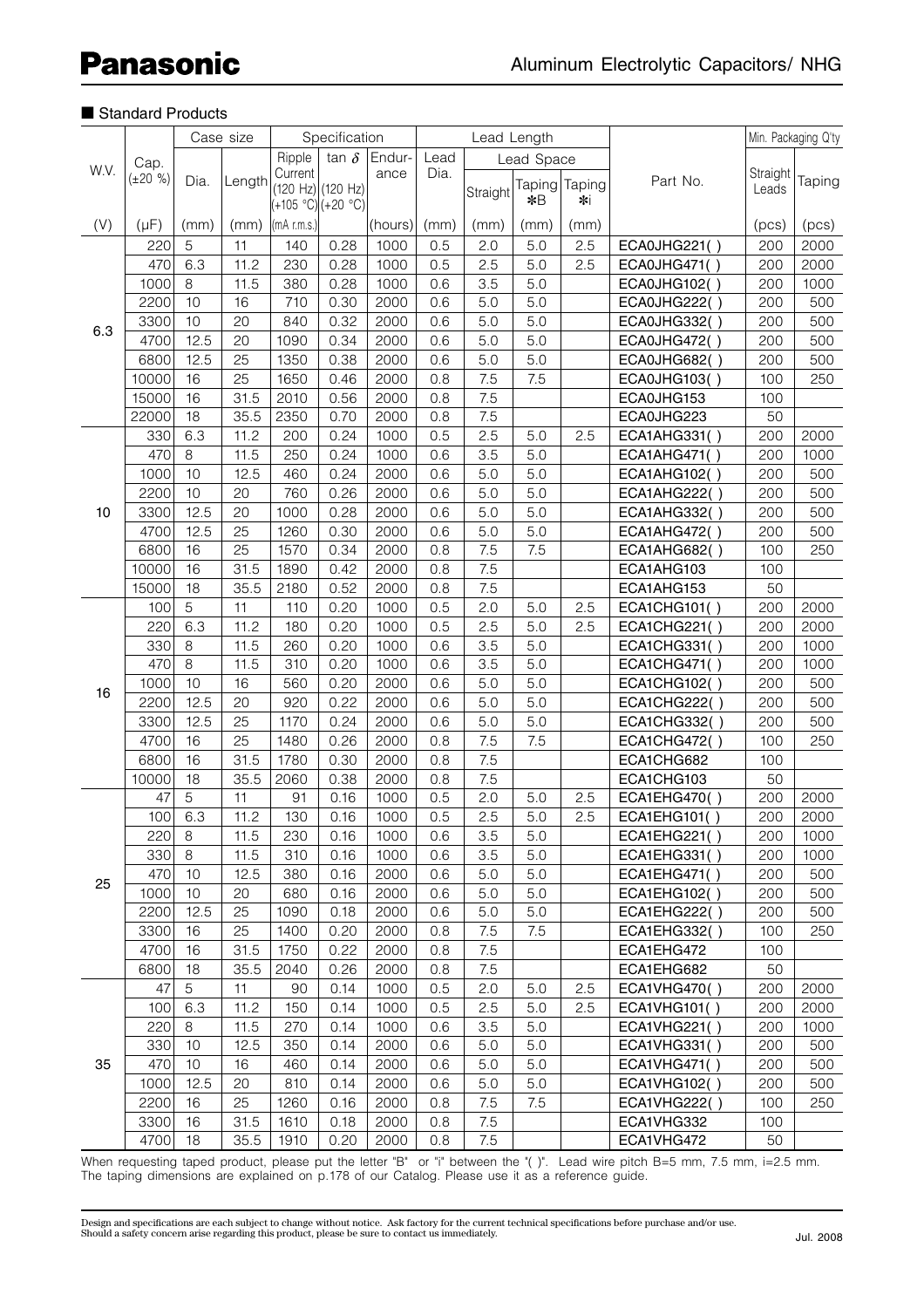## ■ Standard Products

| W.V. | Cap. (±20 %) | Case size | | Specification | | | Lead Length | | | | Part No. | Min. Packaging Q'ty | |
|---|---|---|---|---|---|---|---|---|---|---|---|---|---|
| | | Dia. | Length | Ripple Current (120 Hz) (+105 °C) | tan δ (120 Hz) (+20 °C) | Endur-ance | Lead Dia. | Lead Space | | | | Straight Leads | Taping |
| | | | | | | | | Straight | Taping ✻B | Taping ✻i | | | |
| (V) | (μF) | (mm) | (mm) | (mA r.m.s.) | | (hours) | (mm) | (mm) | (mm) | (mm) | | (pcs) | (pcs) |
| 6.3 | 220 | 5 | 11 | 140 | 0.28 | 1000 | 0.5 | 2.0 | 5.0 | 2.5 | ECA0JHG221( ) | 200 | 2000 |
| | 470 | 6.3 | 11.2 | 230 | 0.28 | 1000 | 0.5 | 2.5 | 5.0 | 2.5 | ECA0JHG471( ) | 200 | 2000 |
| | 1000 | 8 | 11.5 | 380 | 0.28 | 1000 | 0.6 | 3.5 | 5.0 | | ECA0JHG102( ) | 200 | 1000 |
| | 2200 | 10 | 16 | 710 | 0.30 | 2000 | 0.6 | 5.0 | 5.0 | | ECA0JHG222( ) | 200 | 500 |
| | 3300 | 10 | 20 | 840 | 0.32 | 2000 | 0.6 | 5.0 | 5.0 | | ECA0JHG332( ) | 200 | 500 |
| | 4700 | 12.5 | 20 | 1090 | 0.34 | 2000 | 0.6 | 5.0 | 5.0 | | ECA0JHG472( ) | 200 | 500 |
| | 6800 | 12.5 | 25 | 1350 | 0.38 | 2000 | 0.6 | 5.0 | 5.0 | | ECA0JHG682( ) | 200 | 500 |
| | 10000 | 16 | 25 | 1650 | 0.46 | 2000 | 0.8 | 7.5 | 7.5 | | ECA0JHG103( ) | 100 | 250 |
| | 15000 | 16 | 31.5 | 2010 | 0.56 | 2000 | 0.8 | 7.5 | | | ECA0JHG153 | 100 | |
| | 22000 | 18 | 35.5 | 2350 | 0.70 | 2000 | 0.8 | 7.5 | | | ECA0JHG223 | 50 | |
| 10 | 330 | 6.3 | 11.2 | 200 | 0.24 | 1000 | 0.5 | 2.5 | 5.0 | 2.5 | ECA1AHG331( ) | 200 | 2000 |
| | 470 | 8 | 11.5 | 250 | 0.24 | 1000 | 0.6 | 3.5 | 5.0 | | ECA1AHG471( ) | 200 | 1000 |
| | 1000 | 10 | 12.5 | 460 | 0.24 | 2000 | 0.6 | 5.0 | 5.0 | | ECA1AHG102( ) | 200 | 500 |
| | 2200 | 10 | 20 | 760 | 0.26 | 2000 | 0.6 | 5.0 | 5.0 | | ECA1AHG222( ) | 200 | 500 |
| | 3300 | 12.5 | 20 | 1000 | 0.28 | 2000 | 0.6 | 5.0 | 5.0 | | ECA1AHG332( ) | 200 | 500 |
| | 4700 | 12.5 | 25 | 1260 | 0.30 | 2000 | 0.6 | 5.0 | 5.0 | | ECA1AHG472( ) | 200 | 500 |
| | 6800 | 16 | 25 | 1570 | 0.34 | 2000 | 0.8 | 7.5 | 7.5 | | ECA1AHG682( ) | 100 | 250 |
| | 10000 | 16 | 31.5 | 1890 | 0.42 | 2000 | 0.8 | 7.5 | | | ECA1AHG103 | 100 | |
| | 15000 | 18 | 35.5 | 2180 | 0.52 | 2000 | 0.8 | 7.5 | | | ECA1AHG153 | 50 | |
| 16 | 100 | 5 | 11 | 110 | 0.20 | 1000 | 0.5 | 2.0 | 5.0 | 2.5 | ECA1CHG101( ) | 200 | 2000 |
| | 220 | 6.3 | 11.2 | 180 | 0.20 | 1000 | 0.5 | 2.5 | 5.0 | 2.5 | ECA1CHG221( ) | 200 | 2000 |
| | 330 | 8 | 11.5 | 260 | 0.20 | 1000 | 0.6 | 3.5 | 5.0 | | ECA1CHG331( ) | 200 | 1000 |
| | 470 | 8 | 11.5 | 310 | 0.20 | 1000 | 0.6 | 3.5 | 5.0 | | ECA1CHG471( ) | 200 | 1000 |
| | 1000 | 10 | 16 | 560 | 0.20 | 2000 | 0.6 | 5.0 | 5.0 | | ECA1CHG102( ) | 200 | 500 |
| | 2200 | 12.5 | 20 | 920 | 0.22 | 2000 | 0.6 | 5.0 | 5.0 | | ECA1CHG222( ) | 200 | 500 |
| | 3300 | 12.5 | 25 | 1170 | 0.24 | 2000 | 0.6 | 5.0 | 5.0 | | ECA1CHG332( ) | 200 | 500 |
| | 4700 | 16 | 25 | 1480 | 0.26 | 2000 | 0.8 | 7.5 | 7.5 | | ECA1CHG472( ) | 100 | 250 |
| | 6800 | 16 | 31.5 | 1780 | 0.30 | 2000 | 0.8 | 7.5 | | | ECA1CHG682 | 100 | |
| | 10000 | 18 | 35.5 | 2060 | 0.38 | 2000 | 0.8 | 7.5 | | | ECA1CHG103 | 50 | |
| 25 | 47 | 5 | 11 | 91 | 0.16 | 1000 | 0.5 | 2.0 | 5.0 | 2.5 | ECA1EHG470( ) | 200 | 2000 |
| | 100 | 6.3 | 11.2 | 130 | 0.16 | 1000 | 0.5 | 2.5 | 5.0 | 2.5 | ECA1EHG101( ) | 200 | 2000 |
| | 220 | 8 | 11.5 | 230 | 0.16 | 1000 | 0.6 | 3.5 | 5.0 | | ECA1EHG221( ) | 200 | 1000 |
| | 330 | 8 | 11.5 | 310 | 0.16 | 1000 | 0.6 | 3.5 | 5.0 | | ECA1EHG331( ) | 200 | 1000 |
| | 470 | 10 | 12.5 | 380 | 0.16 | 2000 | 0.6 | 5.0 | 5.0 | | ECA1EHG471( ) | 200 | 500 |
| | 1000 | 10 | 20 | 680 | 0.16 | 2000 | 0.6 | 5.0 | 5.0 | | ECA1EHG102( ) | 200 | 500 |
| | 2200 | 12.5 | 25 | 1090 | 0.18 | 2000 | 0.6 | 5.0 | 5.0 | | ECA1EHG222( ) | 200 | 500 |
| | 3300 | 16 | 25 | 1400 | 0.20 | 2000 | 0.8 | 7.5 | 7.5 | | ECA1EHG332( ) | 100 | 250 |
| | 4700 | 16 | 31.5 | 1750 | 0.22 | 2000 | 0.8 | 7.5 | | | ECA1EHG472 | 100 | |
| | 6800 | 18 | 35.5 | 2040 | 0.26 | 2000 | 0.8 | 7.5 | | | ECA1EHG682 | 50 | |
| 35 | 47 | 5 | 11 | 90 | 0.14 | 1000 | 0.5 | 2.0 | 5.0 | 2.5 | ECA1VHG470( ) | 200 | 2000 |
| | 100 | 6.3 | 11.2 | 150 | 0.14 | 1000 | 0.5 | 2.5 | 5.0 | 2.5 | ECA1VHG101( ) | 200 | 2000 |
| | 220 | 8 | 11.5 | 270 | 0.14 | 1000 | 0.6 | 3.5 | 5.0 | | ECA1VHG221( ) | 200 | 1000 |
| | 330 | 10 | 12.5 | 350 | 0.14 | 2000 | 0.6 | 5.0 | 5.0 | | ECA1VHG331( ) | 200 | 500 |
| | 470 | 10 | 16 | 460 | 0.14 | 2000 | 0.6 | 5.0 | 5.0 | | ECA1VHG471( ) | 200 | 500 |
| | 1000 | 12.5 | 20 | 810 | 0.14 | 2000 | 0.6 | 5.0 | 5.0 | | ECA1VHG102( ) | 200 | 500 |
| | 2200 | 16 | 25 | 1260 | 0.16 | 2000 | 0.8 | 7.5 | 7.5 | | ECA1VHG222( ) | 100 | 250 |
| | 3300 | 16 | 31.5 | 1610 | 0.18 | 2000 | 0.8 | 7.5 | | | ECA1VHG332 | 100 | |
| | 4700 | 18 | 35.5 | 1910 | 0.20 | 2000 | 0.8 | 7.5 | | | ECA1VHG472 | 50 | |

When requesting taped product, please put the letter "B" or "i" between the "( )". Lead wire pitch B=5 mm, 7.5 mm, i=2.5 mm.
The taping dimensions are explained on p.178 of our Catalog. Please use it as a reference guide.

Design and specifications are each subject to change without notice. Ask factory for the current technical specifications before purchase and/or use.
Should a safety concern arise regarding this product, please be sure to contact us immediately.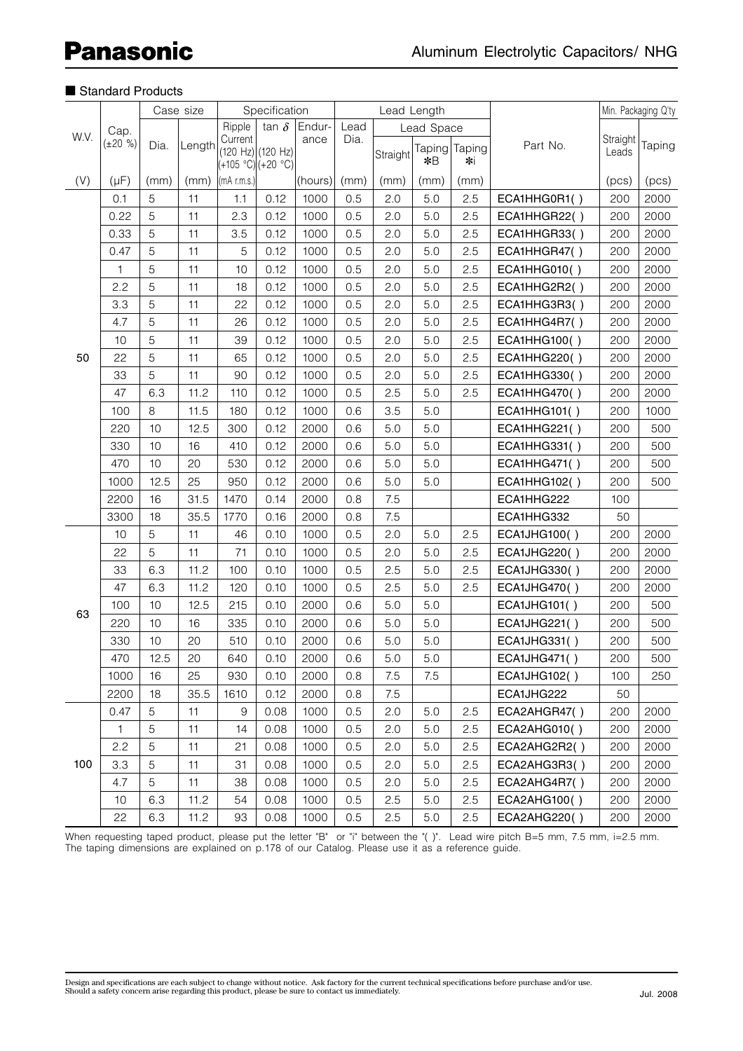## ■ Standard Products

| W.V. | Cap. (±20 %) | Case size | | Specification | | | Lead Length | | | | Part No. | Min. Packaging Q'ty | |
|---|---|---|---|---|---|---|---|---|---|---|---|---|---|
| | | Dia. | Length | Ripple Current (120 Hz) (+105 °C) | tan $\delta$ (120 Hz) (+20 °C) | Endurance | Lead Dia. | Lead Space | | | | Straight Leads | Taping |
| | | | | | | | | Straight | Taping *B | Taping *i | | | |
| (V) | (µF) | (mm) | (mm) | (mA r.m.s.) | | (hours) | (mm) | (mm) | (mm) | (mm) | | (pcs) | (pcs) |
| 50 | 0.1 | 5 | 11 | 1.1 | 0.12 | 1000 | 0.5 | 2.0 | 5.0 | 2.5 | ECA1HHG0R1( ) | 200 | 2000 |
| | 0.22 | 5 | 11 | 2.3 | 0.12 | 1000 | 0.5 | 2.0 | 5.0 | 2.5 | ECA1HHGR22( ) | 200 | 2000 |
| | 0.33 | 5 | 11 | 3.5 | 0.12 | 1000 | 0.5 | 2.0 | 5.0 | 2.5 | ECA1HHGR33( ) | 200 | 2000 |
| | 0.47 | 5 | 11 | 5 | 0.12 | 1000 | 0.5 | 2.0 | 5.0 | 2.5 | ECA1HHGR47( ) | 200 | 2000 |
| | 1 | 5 | 11 | 10 | 0.12 | 1000 | 0.5 | 2.0 | 5.0 | 2.5 | ECA1HHG010( ) | 200 | 2000 |
| | 2.2 | 5 | 11 | 18 | 0.12 | 1000 | 0.5 | 2.0 | 5.0 | 2.5 | ECA1HHG2R2( ) | 200 | 2000 |
| | 3.3 | 5 | 11 | 22 | 0.12 | 1000 | 0.5 | 2.0 | 5.0 | 2.5 | ECA1HHG3R3( ) | 200 | 2000 |
| | 4.7 | 5 | 11 | 26 | 0.12 | 1000 | 0.5 | 2.0 | 5.0 | 2.5 | ECA1HHG4R7( ) | 200 | 2000 |
| | 10 | 5 | 11 | 39 | 0.12 | 1000 | 0.5 | 2.0 | 5.0 | 2.5 | ECA1HHG100( ) | 200 | 2000 |
| | 22 | 5 | 11 | 65 | 0.12 | 1000 | 0.5 | 2.0 | 5.0 | 2.5 | ECA1HHG220( ) | 200 | 2000 |
| | 33 | 5 | 11 | 90 | 0.12 | 1000 | 0.5 | 2.0 | 5.0 | 2.5 | ECA1HHG330( ) | 200 | 2000 |
| | 47 | 6.3 | 11.2 | 110 | 0.12 | 1000 | 0.5 | 2.5 | 5.0 | 2.5 | ECA1HHG470( ) | 200 | 2000 |
| | 100 | 8 | 11.5 | 180 | 0.12 | 1000 | 0.6 | 3.5 | 5.0 | | ECA1HHG101( ) | 200 | 1000 |
| | 220 | 10 | 12.5 | 300 | 0.12 | 2000 | 0.6 | 5.0 | 5.0 | | ECA1HHG221( ) | 200 | 500 |
| | 330 | 10 | 16 | 410 | 0.12 | 2000 | 0.6 | 5.0 | 5.0 | | ECA1HHG331( ) | 200 | 500 |
| | 470 | 10 | 20 | 530 | 0.12 | 2000 | 0.6 | 5.0 | 5.0 | | ECA1HHG471( ) | 200 | 500 |
| | 1000 | 12.5 | 25 | 950 | 0.12 | 2000 | 0.6 | 5.0 | 5.0 | | ECA1HHG102( ) | 200 | 500 |
| | 2200 | 16 | 31.5 | 1470 | 0.14 | 2000 | 0.8 | 7.5 | | | ECA1HHG222 | 100 | |
| | 3300 | 18 | 35.5 | 1770 | 0.16 | 2000 | 0.8 | 7.5 | | | ECA1HHG332 | 50 | |
| 63 | 10 | 5 | 11 | 46 | 0.10 | 1000 | 0.5 | 2.0 | 5.0 | 2.5 | ECA1JHG100( ) | 200 | 2000 |
| | 22 | 5 | 11 | 71 | 0.10 | 1000 | 0.5 | 2.0 | 5.0 | 2.5 | ECA1JHG220( ) | 200 | 2000 |
| | 33 | 6.3 | 11.2 | 100 | 0.10 | 1000 | 0.5 | 2.5 | 5.0 | 2.5 | ECA1JHG330( ) | 200 | 2000 |
| | 47 | 6.3 | 11.2 | 120 | 0.10 | 1000 | 0.5 | 2.5 | 5.0 | 2.5 | ECA1JHG470( ) | 200 | 2000 |
| | 100 | 10 | 12.5 | 215 | 0.10 | 2000 | 0.6 | 5.0 | 5.0 | | ECA1JHG101( ) | 200 | 500 |
| | 220 | 10 | 16 | 335 | 0.10 | 2000 | 0.6 | 5.0 | 5.0 | | ECA1JHG221( ) | 200 | 500 |
| | 330 | 10 | 20 | 510 | 0.10 | 2000 | 0.6 | 5.0 | 5.0 | | ECA1JHG331( ) | 200 | 500 |
| | 470 | 12.5 | 20 | 640 | 0.10 | 2000 | 0.6 | 5.0 | 5.0 | | ECA1JHG471( ) | 200 | 500 |
| | 1000 | 16 | 25 | 930 | 0.10 | 2000 | 0.8 | 7.5 | 7.5 | | ECA1JHG102( ) | 100 | 250 |
| | 2200 | 18 | 35.5 | 1610 | 0.12 | 2000 | 0.8 | 7.5 | | | ECA1JHG222 | 50 | |
| 100 | 0.47 | 5 | 11 | 9 | 0.08 | 1000 | 0.5 | 2.0 | 5.0 | 2.5 | ECA2AHGR47( ) | 200 | 2000 |
| | 1 | 5 | 11 | 14 | 0.08 | 1000 | 0.5 | 2.0 | 5.0 | 2.5 | ECA2AHG010( ) | 200 | 2000 |
| | 2.2 | 5 | 11 | 21 | 0.08 | 1000 | 0.5 | 2.0 | 5.0 | 2.5 | ECA2AHG2R2( ) | 200 | 2000 |
| | 3.3 | 5 | 11 | 31 | 0.08 | 1000 | 0.5 | 2.0 | 5.0 | 2.5 | ECA2AHG3R3( ) | 200 | 2000 |
| | 4.7 | 5 | 11 | 38 | 0.08 | 1000 | 0.5 | 2.0 | 5.0 | 2.5 | ECA2AHG4R7( ) | 200 | 2000 |
| | 10 | 6.3 | 11.2 | 54 | 0.08 | 1000 | 0.5 | 2.5 | 5.0 | 2.5 | ECA2AHG100( ) | 200 | 2000 |
| | 22 | 6.3 | 11.2 | 93 | 0.08 | 1000 | 0.5 | 2.5 | 5.0 | 2.5 | ECA2AHG220( ) | 200 | 2000 |

When requesting taped product, please put the letter "B" or "i" between the "( )". Lead wire pitch B=5 mm, 7.5 mm, i=2.5 mm.
The taping dimensions are explained on p.178 of our Catalog. Please use it as a reference guide.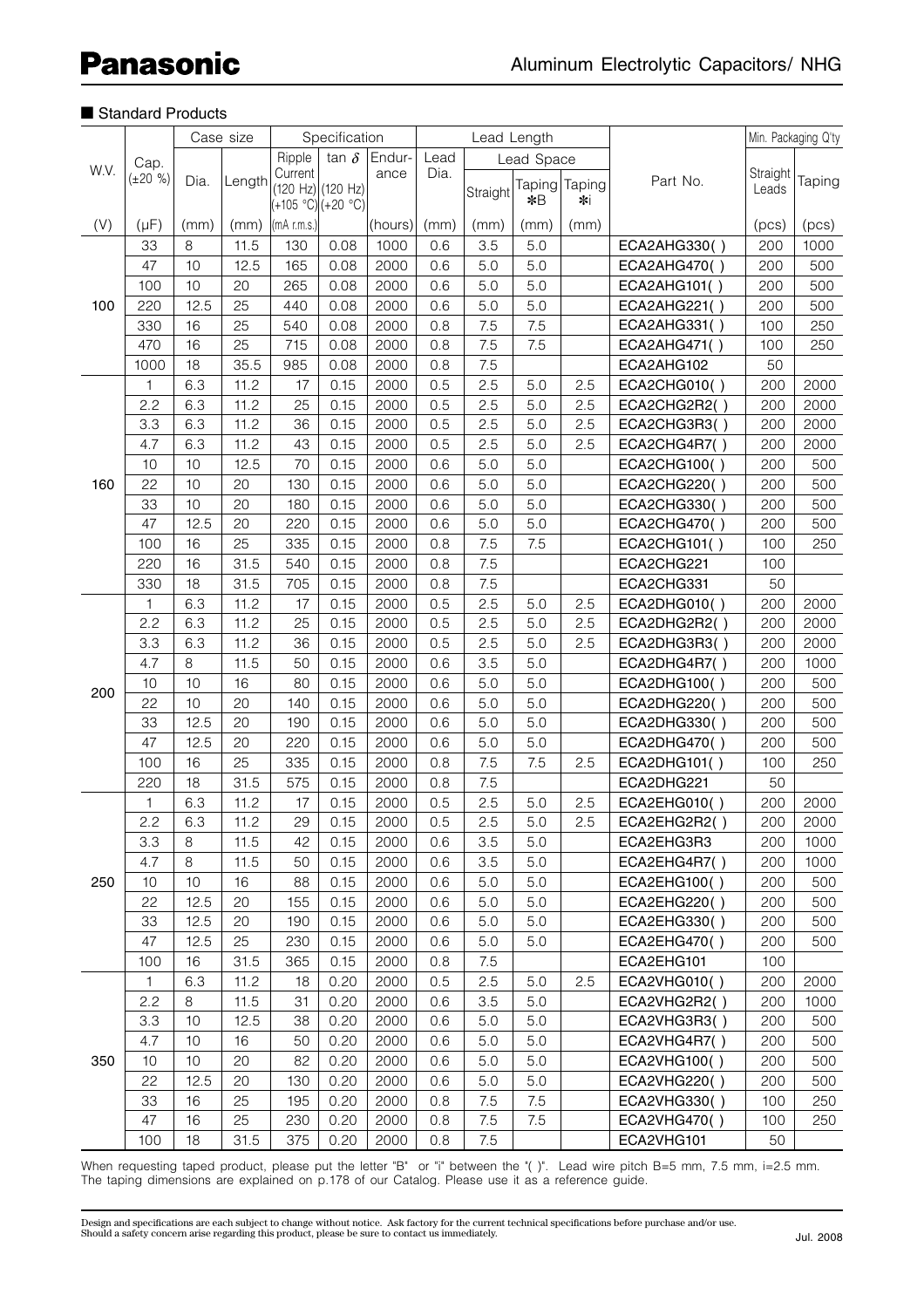# Panasonic

Aluminum Electrolytic Capacitors/ NHG

■ Standard Products

| W.V. | Cap. (±20 %) | Case size | | Specification | | | Lead Length | | | | Part No. | Min. Packaging Q'ty | |
|---|---|---|---|---|---|---|---|---|---|---|---|---|---|
| | | Dia. | Length | Ripple Current (120 Hz) (+105 °C) | tan δ (120 Hz) (+20 °C) | Endurance | Lead Dia. | Lead Space | | | | Straight Leads | Taping |
| | | | | | | | | Straight | Taping *B | Taping *i | | | |
| (V) | (μF) | (mm) | (mm) | (mA r.m.s.) | | (hours) | (mm) | (mm) | (mm) | (mm) | | (pcs) | (pcs) |
| 100 | 33 | 8 | 11.5 | 130 | 0.08 | 1000 | 0.6 | 3.5 | 5.0 | | ECA2AHG330( ) | 200 | 1000 |
| | 47 | 10 | 12.5 | 165 | 0.08 | 2000 | 0.6 | 5.0 | 5.0 | | ECA2AHG470( ) | 200 | 500 |
| | 100 | 10 | 20 | 265 | 0.08 | 2000 | 0.6 | 5.0 | 5.0 | | ECA2AHG101( ) | 200 | 500 |
| | 220 | 12.5 | 25 | 440 | 0.08 | 2000 | 0.6 | 5.0 | 5.0 | | ECA2AHG221( ) | 200 | 500 |
| | 330 | 16 | 25 | 540 | 0.08 | 2000 | 0.8 | 7.5 | 7.5 | | ECA2AHG331( ) | 100 | 250 |
| | 470 | 16 | 25 | 715 | 0.08 | 2000 | 0.8 | 7.5 | 7.5 | | ECA2AHG471( ) | 100 | 250 |
| | 1000 | 18 | 35.5 | 985 | 0.08 | 2000 | 0.8 | 7.5 | | | ECA2AHG102 | 50 | |
| 160 | 1 | 6.3 | 11.2 | 17 | 0.15 | 2000 | 0.5 | 2.5 | 5.0 | 2.5 | ECA2CHG010( ) | 200 | 2000 |
| | 2.2 | 6.3 | 11.2 | 25 | 0.15 | 2000 | 0.5 | 2.5 | 5.0 | 2.5 | ECA2CHG2R2( ) | 200 | 2000 |
| | 3.3 | 6.3 | 11.2 | 36 | 0.15 | 2000 | 0.5 | 2.5 | 5.0 | 2.5 | ECA2CHG3R3( ) | 200 | 2000 |
| | 4.7 | 6.3 | 11.2 | 43 | 0.15 | 2000 | 0.5 | 2.5 | 5.0 | 2.5 | ECA2CHG4R7( ) | 200 | 2000 |
| | 10 | 10 | 12.5 | 70 | 0.15 | 2000 | 0.6 | 5.0 | 5.0 | | ECA2CHG100( ) | 200 | 500 |
| | 22 | 10 | 20 | 130 | 0.15 | 2000 | 0.6 | 5.0 | 5.0 | | ECA2CHG220( ) | 200 | 500 |
| | 33 | 10 | 20 | 180 | 0.15 | 2000 | 0.6 | 5.0 | 5.0 | | ECA2CHG330( ) | 200 | 500 |
| | 47 | 12.5 | 20 | 220 | 0.15 | 2000 | 0.6 | 5.0 | 5.0 | | ECA2CHG470( ) | 200 | 500 |
| | 100 | 16 | 25 | 335 | 0.15 | 2000 | 0.8 | 7.5 | 7.5 | | ECA2CHG101( ) | 100 | 250 |
| | 220 | 16 | 31.5 | 540 | 0.15 | 2000 | 0.8 | 7.5 | | | ECA2CHG221 | 100 | |
| | 330 | 18 | 31.5 | 705 | 0.15 | 2000 | 0.8 | 7.5 | | | ECA2CHG331 | 50 | |
| 200 | 1 | 6.3 | 11.2 | 17 | 0.15 | 2000 | 0.5 | 2.5 | 5.0 | 2.5 | ECA2DHG010( ) | 200 | 2000 |
| | 2.2 | 6.3 | 11.2 | 25 | 0.15 | 2000 | 0.5 | 2.5 | 5.0 | 2.5 | ECA2DHG2R2( ) | 200 | 2000 |
| | 3.3 | 6.3 | 11.2 | 36 | 0.15 | 2000 | 0.5 | 2.5 | 5.0 | 2.5 | ECA2DHG3R3( ) | 200 | 2000 |
| | 4.7 | 8 | 11.5 | 50 | 0.15 | 2000 | 0.6 | 3.5 | 5.0 | | ECA2DHG4R7( ) | 200 | 1000 |
| | 10 | 10 | 16 | 80 | 0.15 | 2000 | 0.6 | 5.0 | 5.0 | | ECA2DHG100( ) | 200 | 500 |
| | 22 | 10 | 20 | 140 | 0.15 | 2000 | 0.6 | 5.0 | 5.0 | | ECA2DHG220( ) | 200 | 500 |
| | 33 | 12.5 | 20 | 190 | 0.15 | 2000 | 0.6 | 5.0 | 5.0 | | ECA2DHG330( ) | 200 | 500 |
| | 47 | 12.5 | 20 | 220 | 0.15 | 2000 | 0.6 | 5.0 | 5.0 | | ECA2DHG470( ) | 200 | 500 |
| | 100 | 16 | 25 | 335 | 0.15 | 2000 | 0.8 | 7.5 | 7.5 | 2.5 | ECA2DHG101( ) | 100 | 250 |
| | 220 | 18 | 31.5 | 575 | 0.15 | 2000 | 0.8 | 7.5 | | | ECA2DHG221 | 50 | |
| 250 | 1 | 6.3 | 11.2 | 17 | 0.15 | 2000 | 0.5 | 2.5 | 5.0 | 2.5 | ECA2EHG010( ) | 200 | 2000 |
| | 2.2 | 6.3 | 11.2 | 29 | 0.15 | 2000 | 0.5 | 2.5 | 5.0 | 2.5 | ECA2EHG2R2( ) | 200 | 2000 |
| | 3.3 | 8 | 11.5 | 42 | 0.15 | 2000 | 0.6 | 3.5 | 5.0 | | ECA2EHG3R3 | 200 | 1000 |
| | 4.7 | 8 | 11.5 | 50 | 0.15 | 2000 | 0.6 | 3.5 | 5.0 | | ECA2EHG4R7( ) | 200 | 1000 |
| | 10 | 10 | 16 | 88 | 0.15 | 2000 | 0.6 | 5.0 | 5.0 | | ECA2EHG100( ) | 200 | 500 |
| | 22 | 12.5 | 20 | 155 | 0.15 | 2000 | 0.6 | 5.0 | 5.0 | | ECA2EHG220( ) | 200 | 500 |
| | 33 | 12.5 | 20 | 190 | 0.15 | 2000 | 0.6 | 5.0 | 5.0 | | ECA2EHG330( ) | 200 | 500 |
| | 47 | 12.5 | 25 | 230 | 0.15 | 2000 | 0.6 | 5.0 | 5.0 | | ECA2EHG470( ) | 200 | 500 |
| | 100 | 16 | 31.5 | 365 | 0.15 | 2000 | 0.8 | 7.5 | | | ECA2EHG101 | 100 | |
| 350 | 1 | 6.3 | 11.2 | 18 | 0.20 | 2000 | 0.5 | 2.5 | 5.0 | 2.5 | ECA2VHG010( ) | 200 | 2000 |
| | 2.2 | 8 | 11.5 | 31 | 0.20 | 2000 | 0.6 | 3.5 | 5.0 | | ECA2VHG2R2( ) | 200 | 1000 |
| | 3.3 | 10 | 12.5 | 38 | 0.20 | 2000 | 0.6 | 5.0 | 5.0 | | ECA2VHG3R3( ) | 200 | 500 |
| | 4.7 | 10 | 16 | 50 | 0.20 | 2000 | 0.6 | 5.0 | 5.0 | | ECA2VHG4R7( ) | 200 | 500 |
| | 10 | 10 | 20 | 82 | 0.20 | 2000 | 0.6 | 5.0 | 5.0 | | ECA2VHG100( ) | 200 | 500 |
| | 22 | 12.5 | 20 | 130 | 0.20 | 2000 | 0.6 | 5.0 | 5.0 | | ECA2VHG220( ) | 200 | 500 |
| | 33 | 16 | 25 | 195 | 0.20 | 2000 | 0.8 | 7.5 | 7.5 | | ECA2VHG330( ) | 100 | 250 |
| | 47 | 16 | 25 | 230 | 0.20 | 2000 | 0.8 | 7.5 | 7.5 | | ECA2VHG470( ) | 100 | 250 |
| | 100 | 18 | 31.5 | 375 | 0.20 | 2000 | 0.8 | 7.5 | | | ECA2VHG101 | 50 | |

When requesting taped product, please put the letter "B" or "i" between the "( )". Lead wire pitch B=5 mm, 7.5 mm, i=2.5 mm.
The taping dimensions are explained on p.178 of our Catalog. Please use it as a reference guide.

Design and specifications are each subject to change without notice. Ask factory for the current technical specifications before purchase and/or use.
Should a safety concern arise regarding this product, please be sure to contact us immediately.

Jul. 2008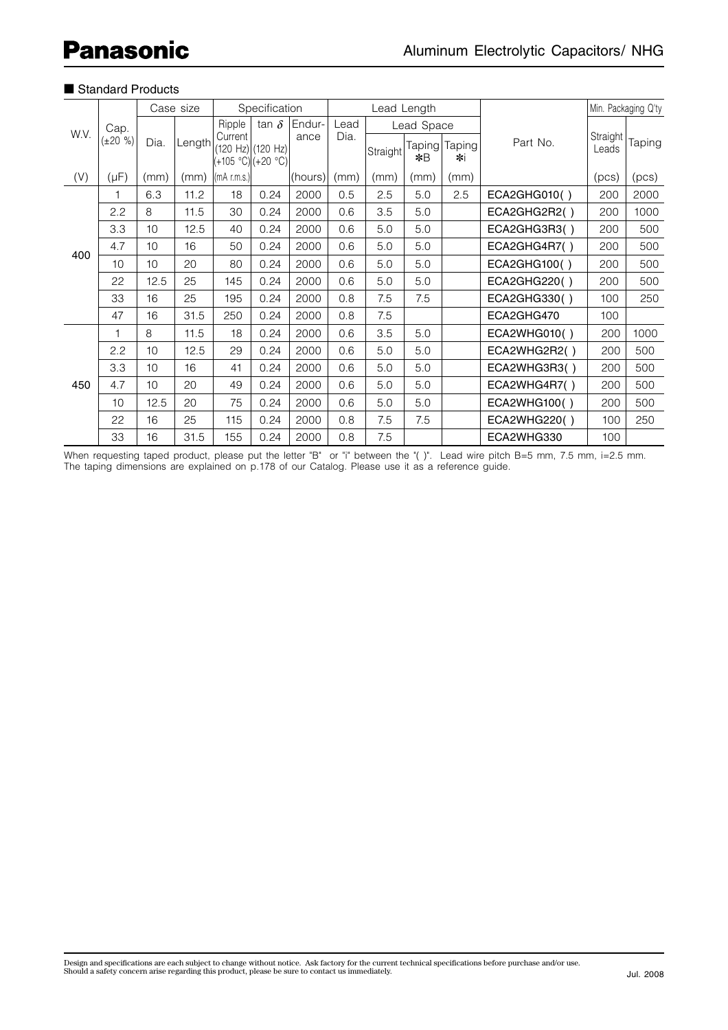## ■ Standard Products

| W.V. | Cap. (±20 %) | Case size | | Specification | | | Lead Length | | | | Part No. | Min. Packaging Q'ty | |
|---|---|---|---|---|---|---|---|---|---|---|---|---|---|
| | | Dia. | Length | Ripple Current (120 Hz) (+105 °C) | tan δ (120 Hz) (+20 °C) | Endurance | Lead Dia. | Lead Space | | | | Straight Leads | Taping |
| | | | | | | | | Straight | Taping *B | Taping *i | | | |
| (V) | (μF) | (mm) | (mm) | (mA r.m.s.) | | (hours) | (mm) | (mm) | (mm) | (mm) | | (pcs) | (pcs) |
| 400 | 1 | 6.3 | 11.2 | 18 | 0.24 | 2000 | 0.5 | 2.5 | 5.0 | 2.5 | ECA2GHG010( ) | 200 | 2000 |
| | 2.2 | 8 | 11.5 | 30 | 0.24 | 2000 | 0.6 | 3.5 | 5.0 | | ECA2GHG2R2( ) | 200 | 1000 |
| | 3.3 | 10 | 12.5 | 40 | 0.24 | 2000 | 0.6 | 5.0 | 5.0 | | ECA2GHG3R3( ) | 200 | 500 |
| | 4.7 | 10 | 16 | 50 | 0.24 | 2000 | 0.6 | 5.0 | 5.0 | | ECA2GHG4R7( ) | 200 | 500 |
| | 10 | 10 | 20 | 80 | 0.24 | 2000 | 0.6 | 5.0 | 5.0 | | ECA2GHG100( ) | 200 | 500 |
| | 22 | 12.5 | 25 | 145 | 0.24 | 2000 | 0.6 | 5.0 | 5.0 | | ECA2GHG220( ) | 200 | 500 |
| | 33 | 16 | 25 | 195 | 0.24 | 2000 | 0.8 | 7.5 | 7.5 | | ECA2GHG330( ) | 100 | 250 |
| | 47 | 16 | 31.5 | 250 | 0.24 | 2000 | 0.8 | 7.5 | | | ECA2GHG470 | 100 | |
| 450 | 1 | 8 | 11.5 | 18 | 0.24 | 2000 | 0.6 | 3.5 | 5.0 | | ECA2WHG010( ) | 200 | 1000 |
| | 2.2 | 10 | 12.5 | 29 | 0.24 | 2000 | 0.6 | 5.0 | 5.0 | | ECA2WHG2R2( ) | 200 | 500 |
| | 3.3 | 10 | 16 | 41 | 0.24 | 2000 | 0.6 | 5.0 | 5.0 | | ECA2WHG3R3( ) | 200 | 500 |
| | 4.7 | 10 | 20 | 49 | 0.24 | 2000 | 0.6 | 5.0 | 5.0 | | ECA2WHG4R7( ) | 200 | 500 |
| | 10 | 12.5 | 20 | 75 | 0.24 | 2000 | 0.6 | 5.0 | 5.0 | | ECA2WHG100( ) | 200 | 500 |
| | 22 | 16 | 25 | 115 | 0.24 | 2000 | 0.8 | 7.5 | 7.5 | | ECA2WHG220( ) | 100 | 250 |
| | 33 | 16 | 31.5 | 155 | 0.24 | 2000 | 0.8 | 7.5 | | | ECA2WHG330 | 100 | |

When requesting taped product, please put the letter "B" or "i" between the "( )". Lead wire pitch B=5 mm, 7.5 mm, i=2.5 mm.
The taping dimensions are explained on p.178 of our Catalog. Please use it as a reference guide.

Design and specifications are each subject to change without notice. Ask factory for the current technical specifications before purchase and/or use.
Should a safety concern arise regarding this product, please be sure to contact us immediately.

Jul. 2008